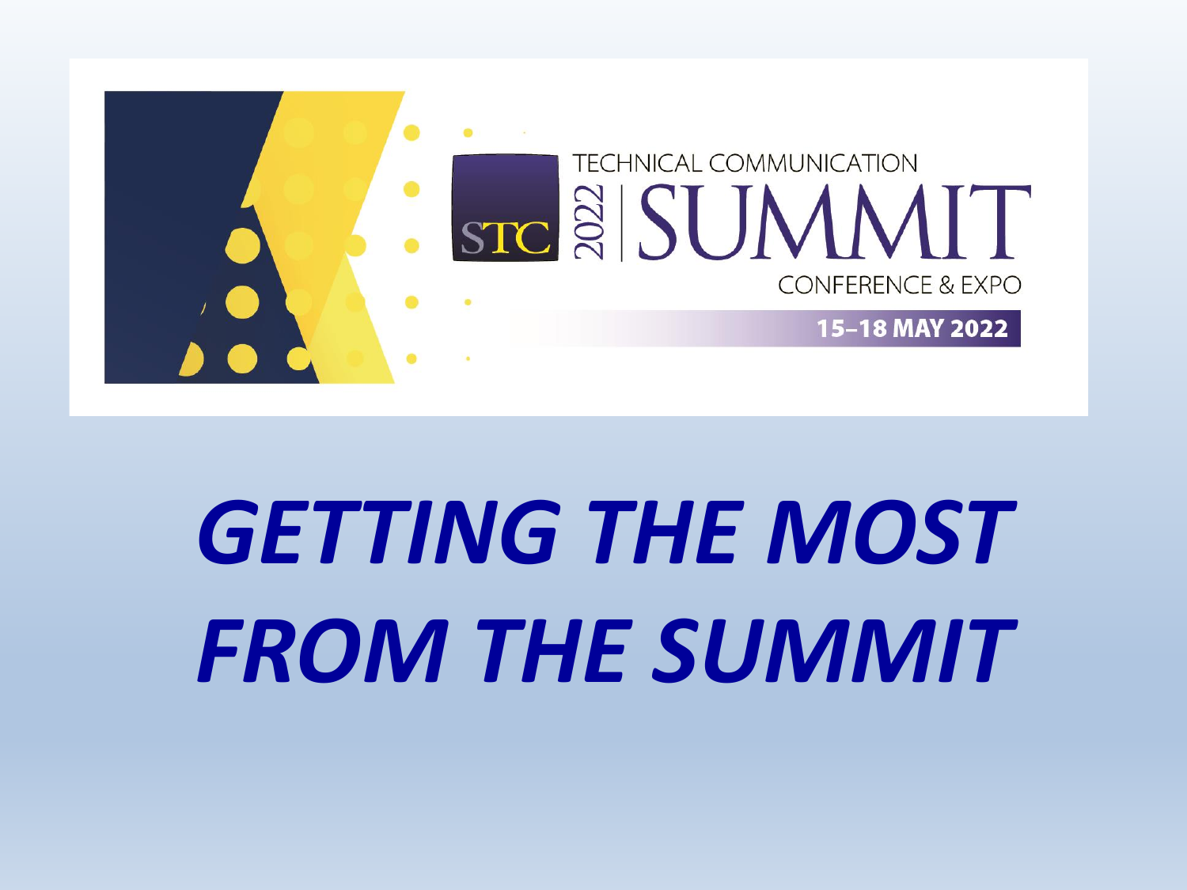TECHNICAL COMMUNICATION

STC 2022 SUMMIT

CONFERENCE & EXPO

15–18 MAY 2022

# *GETTING THE MOST FROM THE SUMMIT*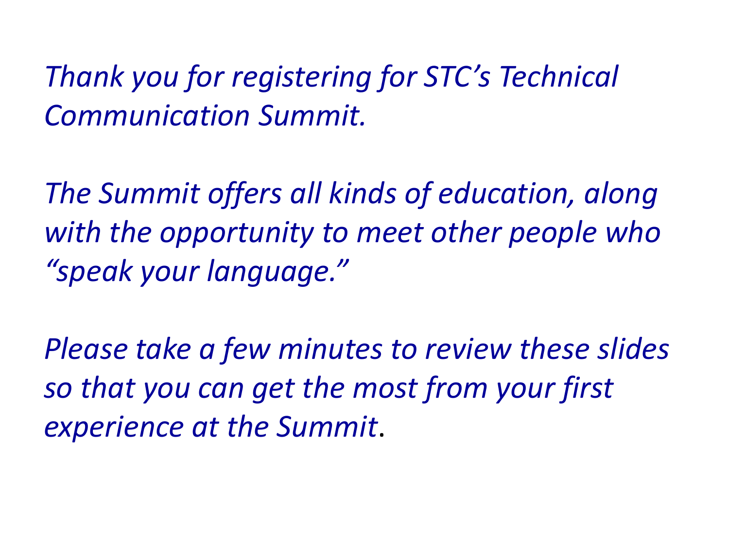*Thank you for registering for STC's Technical Communication Summit.*

*The Summit offers all kinds of education, along with the opportunity to meet other people who "speak your language."*

*Please take a few minutes to review these slides so that you can get the most from your first experience at the Summit*.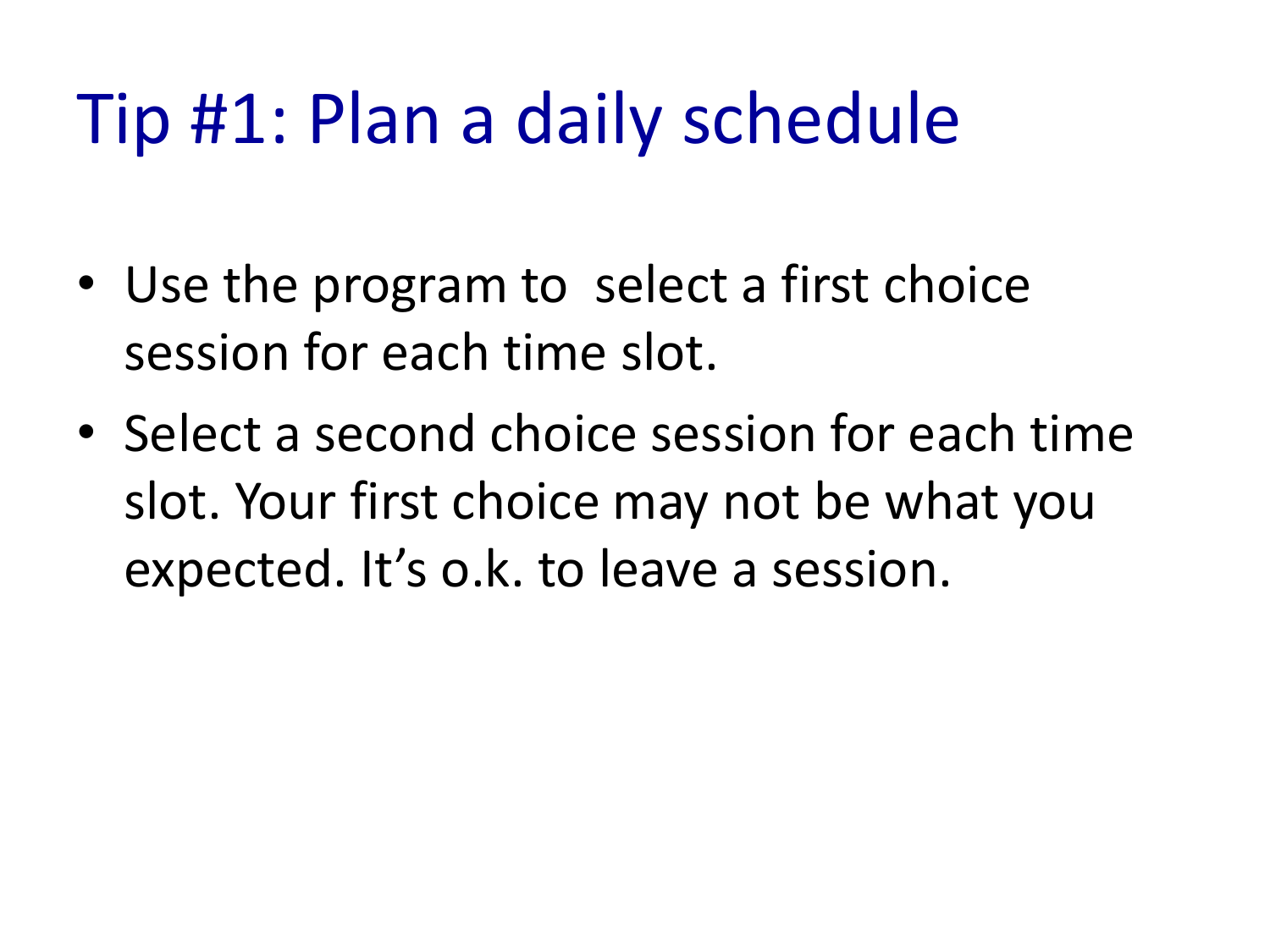# Tip #1: Plan a daily schedule

- Use the program to select a first choice session for each time slot.
- Select a second choice session for each time slot. Your first choice may not be what you expected. It's o.k. to leave a session.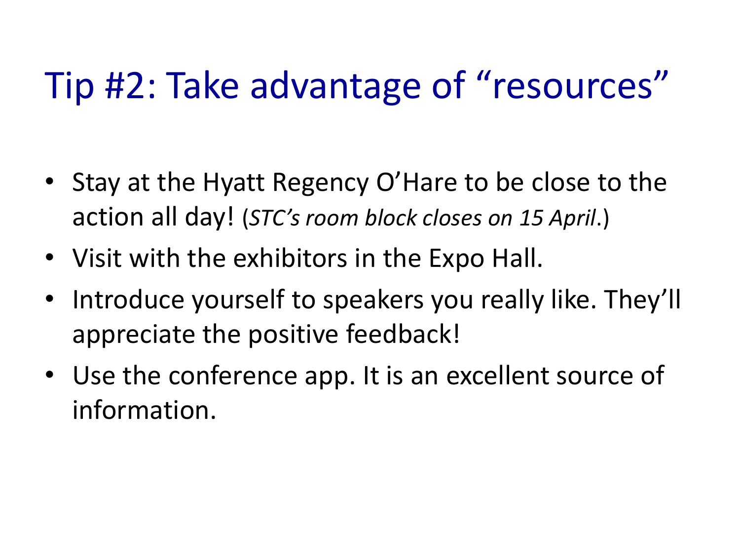# Tip #2: Take advantage of "resources"

- Stay at the Hyatt Regency O'Hare to be close to the action all day! (*STC's room block closes on 15 April*.)
- Visit with the exhibitors in the Expo Hall.
- Introduce yourself to speakers you really like. They'll appreciate the positive feedback!
- Use the conference app. It is an excellent source of information.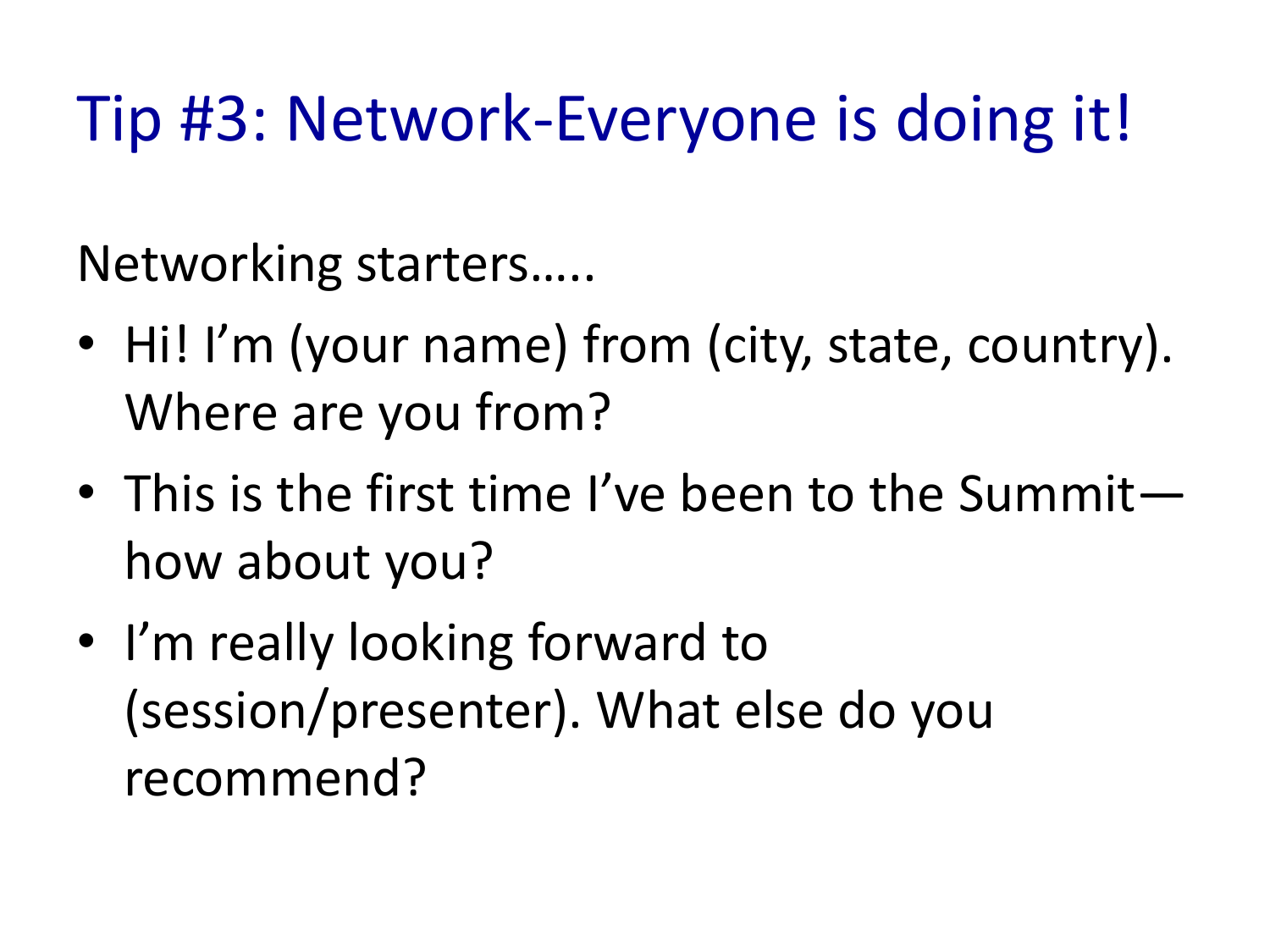# Tip #3: Network-Everyone is doing it!

Networking starters.....

- Hi! I'm (your name) from (city, state, country). Where are you from?
- This is the first time I've been to the Summit—how about you?
- I'm really looking forward to (session/presenter). What else do you recommend?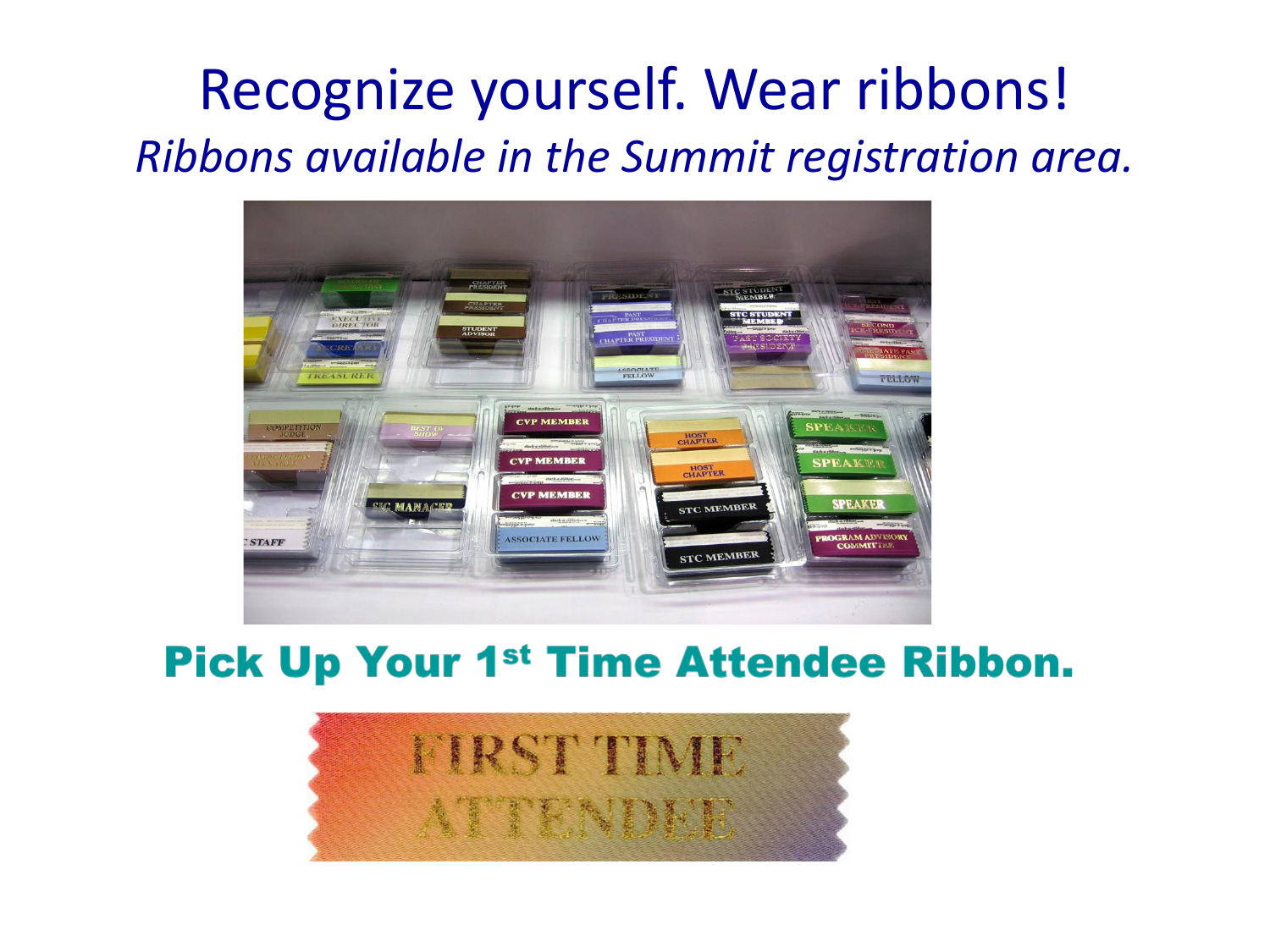# Recognize yourself. Wear ribbons!

*Ribbons available in the Summit registration area.*

**Pick Up Your 1st Time Attendee Ribbon.**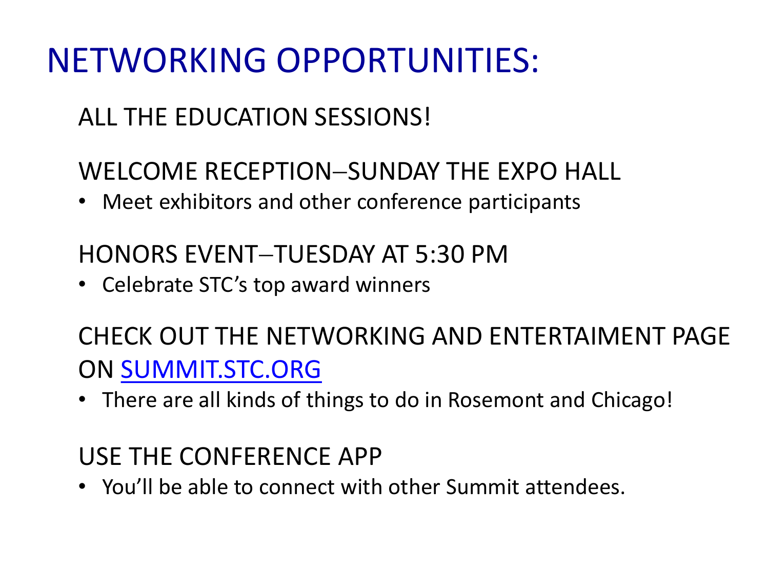# NETWORKING OPPORTUNITIES:

## ALL THE EDUCATION SESSIONS!

## WELCOME RECEPTION–SUNDAY THE EXPO HALL

- Meet exhibitors and other conference participants

## HONORS EVENT–TUESDAY AT 5:30 PM

- Celebrate STC's top award winners

## CHECK OUT THE NETWORKING AND ENTERTAIMENT PAGE ON SUMMIT.STC.ORG

- There are all kinds of things to do in Rosemont and Chicago!

## USE THE CONFERENCE APP

- You'll be able to connect with other Summit attendees.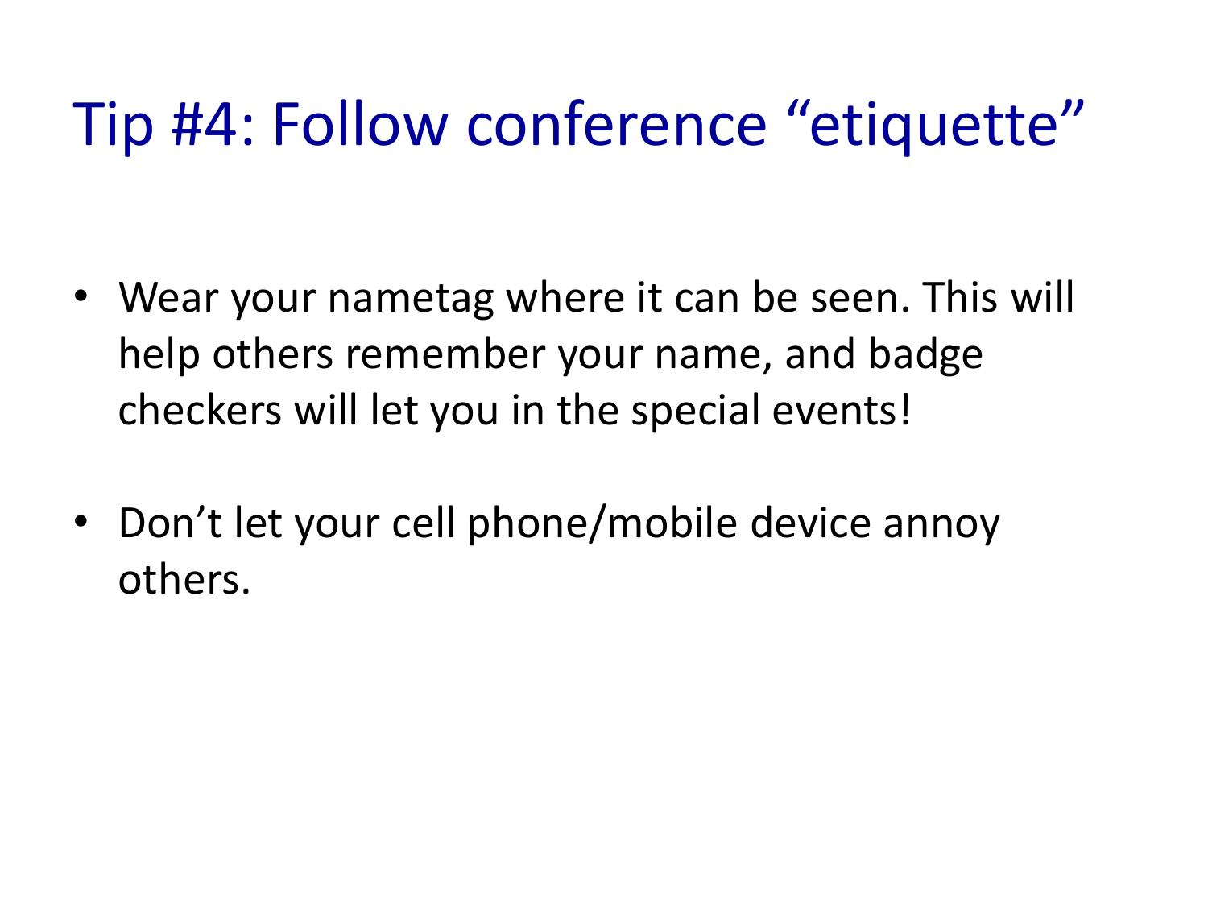# Tip #4: Follow conference "etiquette"

- Wear your nametag where it can be seen. This will help others remember your name, and badge checkers will let you in the special events!

- Don't let your cell phone/mobile device annoy others.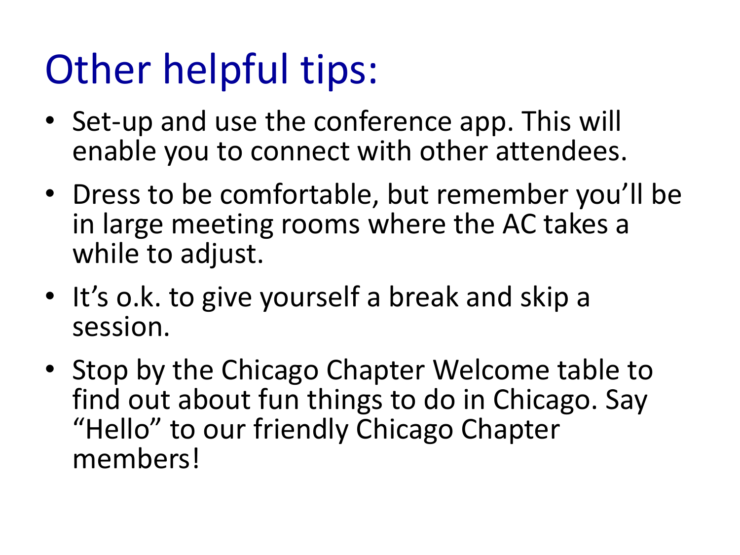# Other helpful tips:

- Set-up and use the conference app. This will enable you to connect with other attendees.
- Dress to be comfortable, but remember you'll be in large meeting rooms where the AC takes a while to adjust.
- It's o.k. to give yourself a break and skip a session.
- Stop by the Chicago Chapter Welcome table to find out about fun things to do in Chicago. Say "Hello" to our friendly Chicago Chapter members!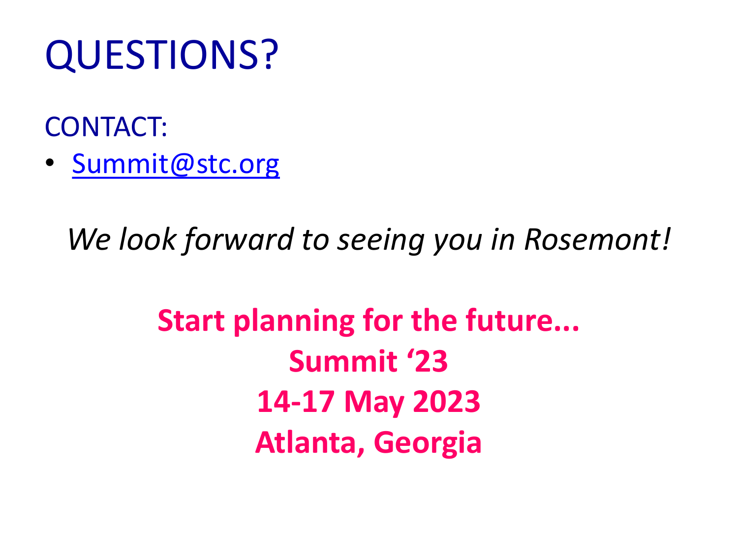# QUESTIONS?

CONTACT:

- Summit@stc.org

*We look forward to seeing you in Rosemont!*

**Start planning for the future...**
**Summit '23**
**14-17 May 2023**
**Atlanta, Georgia**